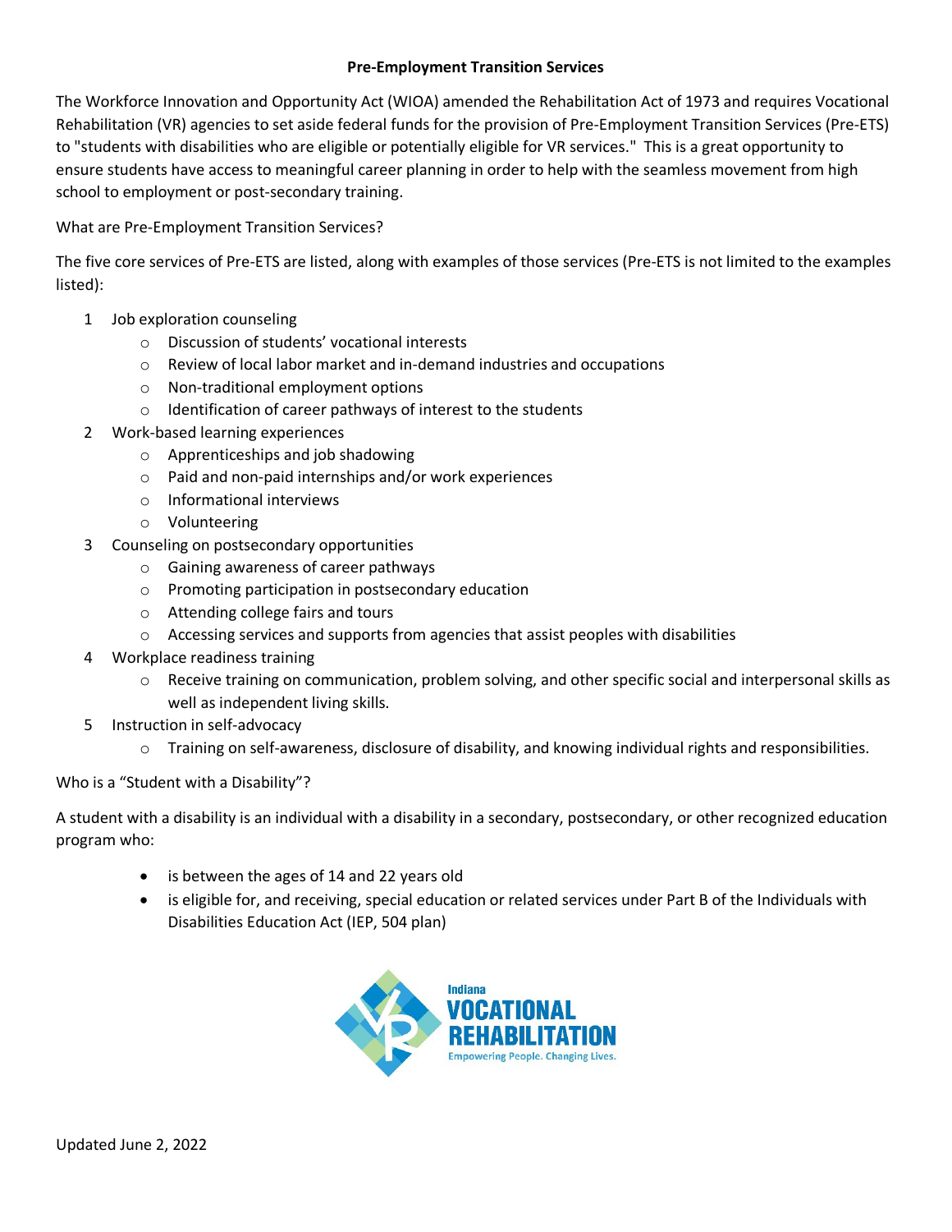**Pre-Employment Transition Services**

The Workforce Innovation and Opportunity Act (WIOA) amended the Rehabilitation Act of 1973 and requires Vocational Rehabilitation (VR) agencies to set aside federal funds for the provision of Pre-Employment Transition Services (Pre-ETS) to "students with disabilities who are eligible or potentially eligible for VR services." This is a great opportunity to ensure students have access to meaningful career planning in order to help with the seamless movement from high school to employment or post-secondary training.

What are Pre-Employment Transition Services?

The five core services of Pre-ETS are listed, along with examples of those services (Pre-ETS is not limited to the examples listed):

1. Job exploration counseling
   - Discussion of students' vocational interests
   - Review of local labor market and in-demand industries and occupations
   - Non-traditional employment options
   - Identification of career pathways of interest to the students
2. Work-based learning experiences
   - Apprenticeships and job shadowing
   - Paid and non-paid internships and/or work experiences
   - Informational interviews
   - Volunteering
3. Counseling on postsecondary opportunities
   - Gaining awareness of career pathways
   - Promoting participation in postsecondary education
   - Attending college fairs and tours
   - Accessing services and supports from agencies that assist peoples with disabilities
4. Workplace readiness training
   - Receive training on communication, problem solving, and other specific social and interpersonal skills as well as independent living skills.
5. Instruction in self-advocacy
   - Training on self-awareness, disclosure of disability, and knowing individual rights and responsibilities.

Who is a "Student with a Disability"?

A student with a disability is an individual with a disability in a secondary, postsecondary, or other recognized education program who:

- is between the ages of 14 and 22 years old
- is eligible for, and receiving, special education or related services under Part B of the Individuals with Disabilities Education Act (IEP, 504 plan)

Indiana VOCATIONAL REHABILITATION
Empowering People. Changing Lives.

Updated June 2, 2022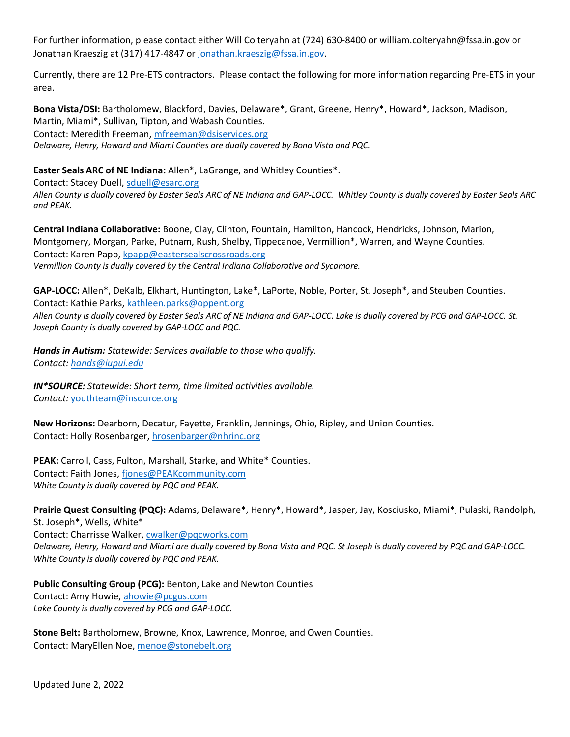For further information, please contact either Will Colteryahn at (724) 630-8400 or william.colteryahn@fssa.in.gov or Jonathan Kraeszig at (317) 417-4847 or jonathan.kraeszig@fssa.in.gov.

Currently, there are 12 Pre-ETS contractors. Please contact the following for more information regarding Pre-ETS in your area.

**Bona Vista/DSI:** Bartholomew, Blackford, Davies, Delaware*, Grant, Greene, Henry*, Howard*, Jackson, Madison, Martin, Miami*, Sullivan, Tipton, and Wabash Counties.
Contact: Meredith Freeman, mfreeman@dsiservices.org
*Delaware, Henry, Howard and Miami Counties are dually covered by Bona Vista and PQC.*

**Easter Seals ARC of NE Indiana:** Allen*, LaGrange, and Whitley Counties*.
Contact: Stacey Duell, sduell@esarc.org
*Allen County is dually covered by Easter Seals ARC of NE Indiana and GAP-LOCC. Whitley County is dually covered by Easter Seals ARC and PEAK.*

**Central Indiana Collaborative:** Boone, Clay, Clinton, Fountain, Hamilton, Hancock, Hendricks, Johnson, Marion, Montgomery, Morgan, Parke, Putnam, Rush, Shelby, Tippecanoe, Vermillion*, Warren, and Wayne Counties.
Contact: Karen Papp, kpapp@eastersealscrossroads.org
*Vermillion County is dually covered by the Central Indiana Collaborative and Sycamore.*

**GAP-LOCC:** Allen*, DeKalb, Elkhart, Huntington, Lake*, LaPorte, Noble, Porter, St. Joseph*, and Steuben Counties.
Contact: Kathie Parks, kathleen.parks@oppent.org
*Allen County is dually covered by Easter Seals ARC of NE Indiana and GAP-LOCC. Lake is dually covered by PCG and GAP-LOCC. St. Joseph County is dually covered by GAP-LOCC and PQC.*

***Hands in Autism:*** *Statewide: Services available to those who qualify.*
*Contact:* *hands@iupui.edu*

***IN*SOURCE:*** *Statewide: Short term, time limited activities available.*
*Contact:* youthteam@insource.org

**New Horizons:** Dearborn, Decatur, Fayette, Franklin, Jennings, Ohio, Ripley, and Union Counties.
Contact: Holly Rosenbarger, hrosenbarger@nhrinc.org

**PEAK:** Carroll, Cass, Fulton, Marshall, Starke, and White* Counties.
Contact: Faith Jones, fjones@PEAKcommunity.com
*White County is dually covered by PQC and PEAK.*

**Prairie Quest Consulting (PQC):** Adams, Delaware*, Henry*, Howard*, Jasper, Jay, Kosciusko, Miami*, Pulaski, Randolph, St. Joseph*, Wells, White*
Contact: Charrisse Walker, cwalker@pqcworks.com
*Delaware, Henry, Howard and Miami are dually covered by Bona Vista and PQC. St Joseph is dually covered by PQC and GAP-LOCC. White County is dually covered by PQC and PEAK.*

**Public Consulting Group (PCG):** Benton, Lake and Newton Counties
Contact: Amy Howie, ahowie@pcgus.com
*Lake County is dually covered by PCG and GAP-LOCC.*

**Stone Belt:** Bartholomew, Browne, Knox, Lawrence, Monroe, and Owen Counties.
Contact: MaryEllen Noe, menoe@stonebelt.org

Updated June 2, 2022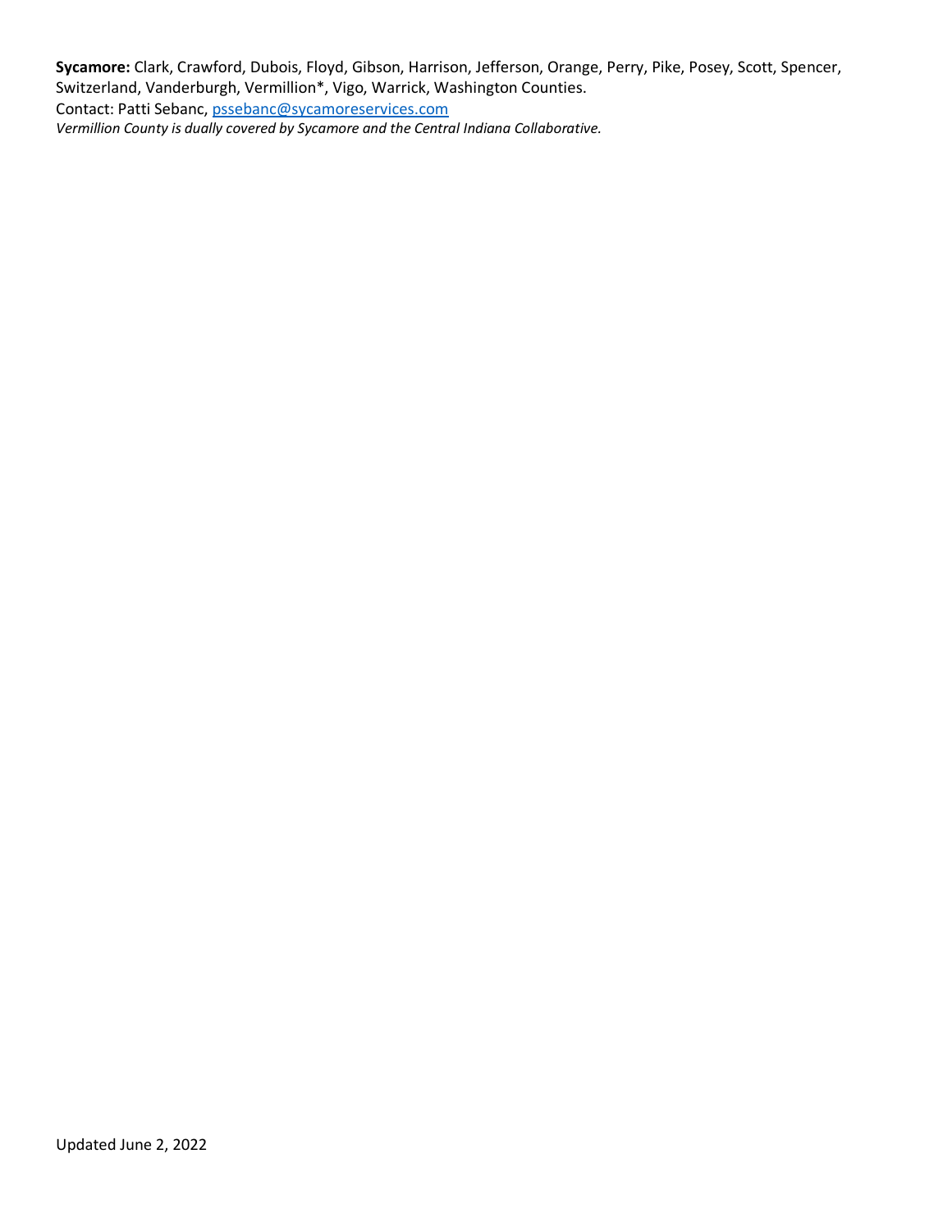**Sycamore:** Clark, Crawford, Dubois, Floyd, Gibson, Harrison, Jefferson, Orange, Perry, Pike, Posey, Scott, Spencer, Switzerland, Vanderburgh, Vermillion*, Vigo, Warrick, Washington Counties.
Contact: Patti Sebanc, pssebanc@sycamoreservices.com
*Vermillion County is dually covered by Sycamore and the Central Indiana Collaborative.*

Updated June 2, 2022